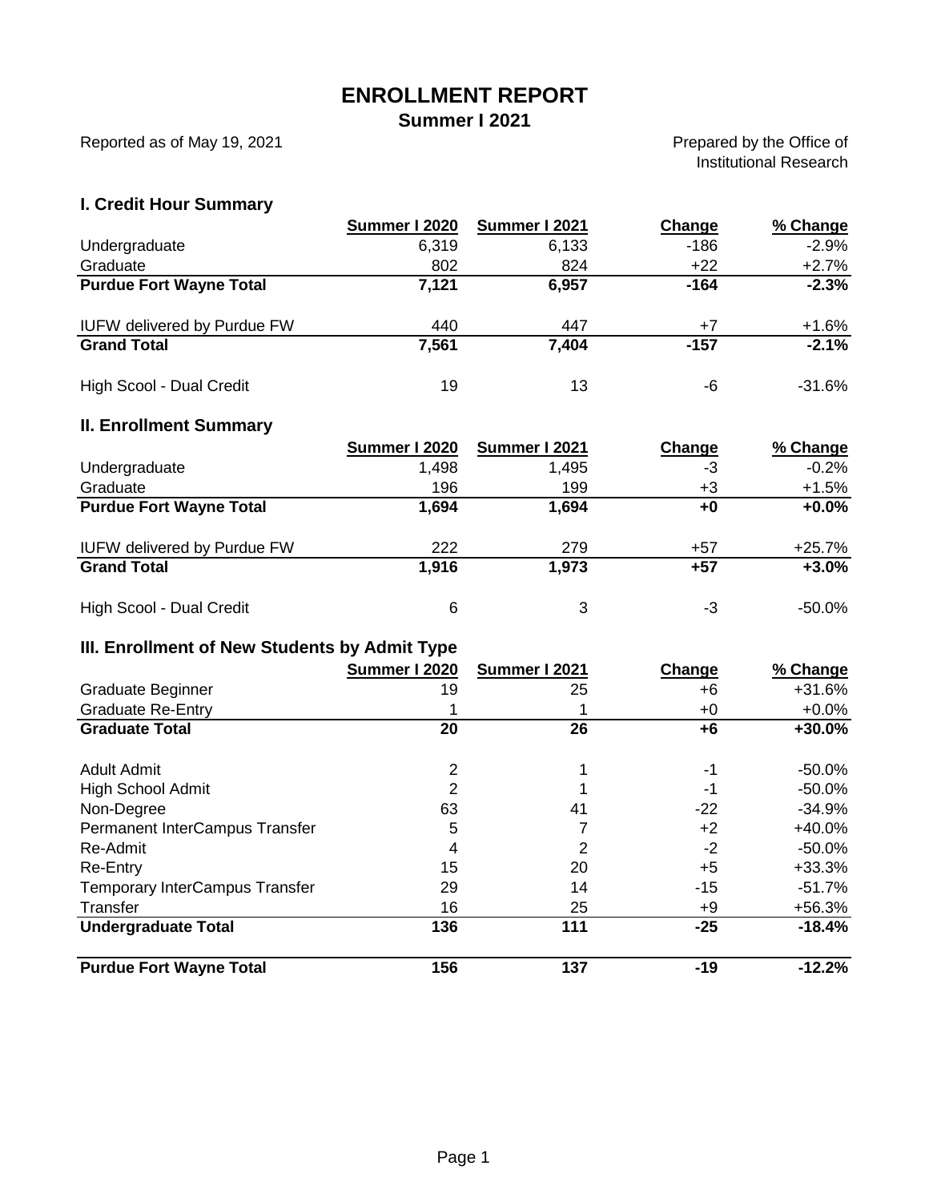# ENROLLMENT REPORT

## Summer I 2021

Reported as of May 19, 2021

Prepared by the Office of Institutional Research

### I. Credit Hour Summary

| | Summer I 2020 | Summer I 2021 | Change | % Change |
|---|---|---|---|---|
| Undergraduate | 6,319 | 6,133 | -186 | -2.9% |
| Graduate | 802 | 824 | +22 | +2.7% |
| **Purdue Fort Wayne Total** | **7,121** | **6,957** | **-164** | **-2.3%** |
| | | | | |
| IUFW delivered by Purdue FW | 440 | 447 | +7 | +1.6% |
| **Grand Total** | **7,561** | **7,404** | **-157** | **-2.1%** |
| | | | | |
| High Scool - Dual Credit | 19 | 13 | -6 | -31.6% |

### II. Enrollment Summary

| | Summer I 2020 | Summer I 2021 | Change | % Change |
|---|---|---|---|---|
| Undergraduate | 1,498 | 1,495 | -3 | -0.2% |
| Graduate | 196 | 199 | +3 | +1.5% |
| **Purdue Fort Wayne Total** | **1,694** | **1,694** | **+0** | **+0.0%** |
| | | | | |
| IUFW delivered by Purdue FW | 222 | 279 | +57 | +25.7% |
| **Grand Total** | **1,916** | **1,973** | **+57** | **+3.0%** |
| | | | | |
| High Scool - Dual Credit | 6 | 3 | -3 | -50.0% |

### III. Enrollment of New Students by Admit Type

| | Summer I 2020 | Summer I 2021 | Change | % Change |
|---|---|---|---|---|
| Graduate Beginner | 19 | 25 | +6 | +31.6% |
| Graduate Re-Entry | 1 | 1 | +0 | +0.0% |
| **Graduate Total** | **20** | **26** | **+6** | **+30.0%** |
| | | | | |
| Adult Admit | 2 | 1 | -1 | -50.0% |
| High School Admit | 2 | 1 | -1 | -50.0% |
| Non-Degree | 63 | 41 | -22 | -34.9% |
| Permanent InterCampus Transfer | 5 | 7 | +2 | +40.0% |
| Re-Admit | 4 | 2 | -2 | -50.0% |
| Re-Entry | 15 | 20 | +5 | +33.3% |
| Temporary InterCampus Transfer | 29 | 14 | -15 | -51.7% |
| Transfer | 16 | 25 | +9 | +56.3% |
| **Undergraduate Total** | **136** | **111** | **-25** | **-18.4%** |
| | | | | |
| **Purdue Fort Wayne Total** | **156** | **137** | **-19** | **-12.2%** |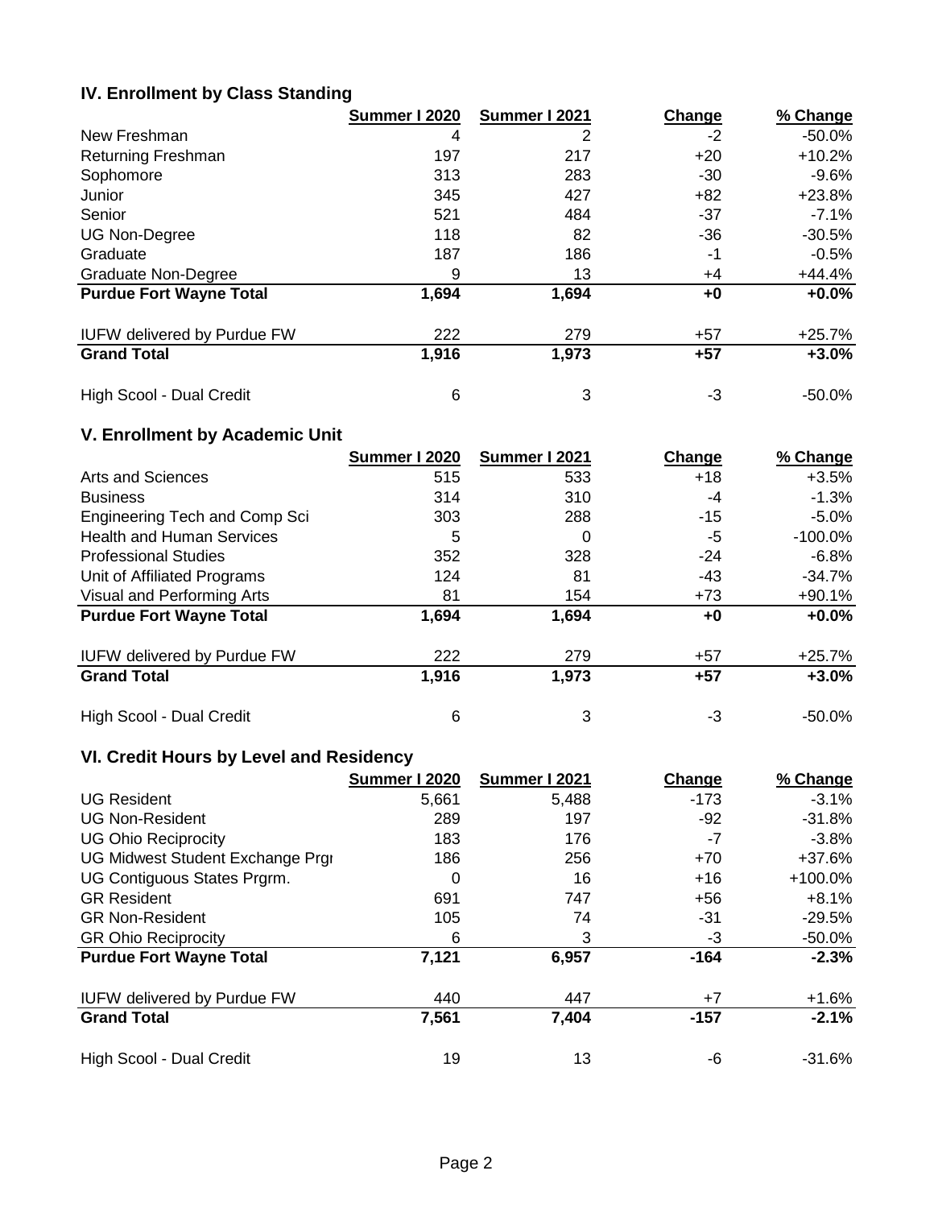## IV. Enrollment by Class Standing

| | Summer I 2020 | Summer I 2021 | Change | % Change |
|---|---|---|---|---|
| New Freshman | 4 | 2 | -2 | -50.0% |
| Returning Freshman | 197 | 217 | +20 | +10.2% |
| Sophomore | 313 | 283 | -30 | -9.6% |
| Junior | 345 | 427 | +82 | +23.8% |
| Senior | 521 | 484 | -37 | -7.1% |
| UG Non-Degree | 118 | 82 | -36 | -30.5% |
| Graduate | 187 | 186 | -1 | -0.5% |
| Graduate Non-Degree | 9 | 13 | +4 | +44.4% |
| **Purdue Fort Wayne Total** | **1,694** | **1,694** | **+0** | **+0.0%** |
| IUFW delivered by Purdue FW | 222 | 279 | +57 | +25.7% |
| **Grand Total** | **1,916** | **1,973** | **+57** | **+3.0%** |
| High Scool - Dual Credit | 6 | 3 | -3 | -50.0% |

## V. Enrollment by Academic Unit

| | Summer I 2020 | Summer I 2021 | Change | % Change |
|---|---|---|---|---|
| Arts and Sciences | 515 | 533 | +18 | +3.5% |
| Business | 314 | 310 | -4 | -1.3% |
| Engineering Tech and Comp Sci | 303 | 288 | -15 | -5.0% |
| Health and Human Services | 5 | 0 | -5 | -100.0% |
| Professional Studies | 352 | 328 | -24 | -6.8% |
| Unit of Affiliated Programs | 124 | 81 | -43 | -34.7% |
| Visual and Performing Arts | 81 | 154 | +73 | +90.1% |
| **Purdue Fort Wayne Total** | **1,694** | **1,694** | **+0** | **+0.0%** |
| IUFW delivered by Purdue FW | 222 | 279 | +57 | +25.7% |
| **Grand Total** | **1,916** | **1,973** | **+57** | **+3.0%** |
| High Scool - Dual Credit | 6 | 3 | -3 | -50.0% |

## VI. Credit Hours by Level and Residency

| | Summer I 2020 | Summer I 2021 | Change | % Change |
|---|---|---|---|---|
| UG Resident | 5,661 | 5,488 | -173 | -3.1% |
| UG Non-Resident | 289 | 197 | -92 | -31.8% |
| UG Ohio Reciprocity | 183 | 176 | -7 | -3.8% |
| UG Midwest Student Exchange Prgr | 186 | 256 | +70 | +37.6% |
| UG Contiguous States Prgrm. | 0 | 16 | +16 | +100.0% |
| GR Resident | 691 | 747 | +56 | +8.1% |
| GR Non-Resident | 105 | 74 | -31 | -29.5% |
| GR Ohio Reciprocity | 6 | 3 | -3 | -50.0% |
| **Purdue Fort Wayne Total** | **7,121** | **6,957** | **-164** | **-2.3%** |
| IUFW delivered by Purdue FW | 440 | 447 | +7 | +1.6% |
| **Grand Total** | **7,561** | **7,404** | **-157** | **-2.1%** |
| High Scool - Dual Credit | 19 | 13 | -6 | -31.6% |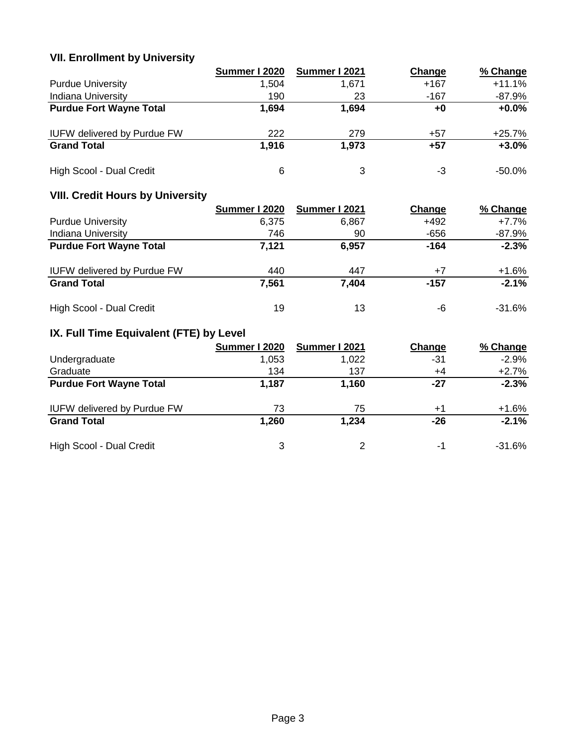## VII. Enrollment by University

| | Summer I 2020 | Summer I 2021 | Change | % Change |
|---|---|---|---|---|
| Purdue University | 1,504 | 1,671 | +167 | +11.1% |
| Indiana University | 190 | 23 | -167 | -87.9% |
| **Purdue Fort Wayne Total** | **1,694** | **1,694** | **+0** | **+0.0%** |
| | | | | |
| IUFW delivered by Purdue FW | 222 | 279 | +57 | +25.7% |
| **Grand Total** | **1,916** | **1,973** | **+57** | **+3.0%** |
| | | | | |
| High Scool - Dual Credit | 6 | 3 | -3 | -50.0% |

## VIII. Credit Hours by University

| | Summer I 2020 | Summer I 2021 | Change | % Change |
|---|---|---|---|---|
| Purdue University | 6,375 | 6,867 | +492 | +7.7% |
| Indiana University | 746 | 90 | -656 | -87.9% |
| **Purdue Fort Wayne Total** | **7,121** | **6,957** | **-164** | **-2.3%** |
| | | | | |
| IUFW delivered by Purdue FW | 440 | 447 | +7 | +1.6% |
| **Grand Total** | **7,561** | **7,404** | **-157** | **-2.1%** |
| | | | | |
| High Scool - Dual Credit | 19 | 13 | -6 | -31.6% |

## IX. Full Time Equivalent (FTE) by Level

| | Summer I 2020 | Summer I 2021 | Change | % Change |
|---|---|---|---|---|
| Undergraduate | 1,053 | 1,022 | -31 | -2.9% |
| Graduate | 134 | 137 | +4 | +2.7% |
| **Purdue Fort Wayne Total** | **1,187** | **1,160** | **-27** | **-2.3%** |
| | | | | |
| IUFW delivered by Purdue FW | 73 | 75 | +1 | +1.6% |
| **Grand Total** | **1,260** | **1,234** | **-26** | **-2.1%** |
| | | | | |
| High Scool - Dual Credit | 3 | 2 | -1 | -31.6% |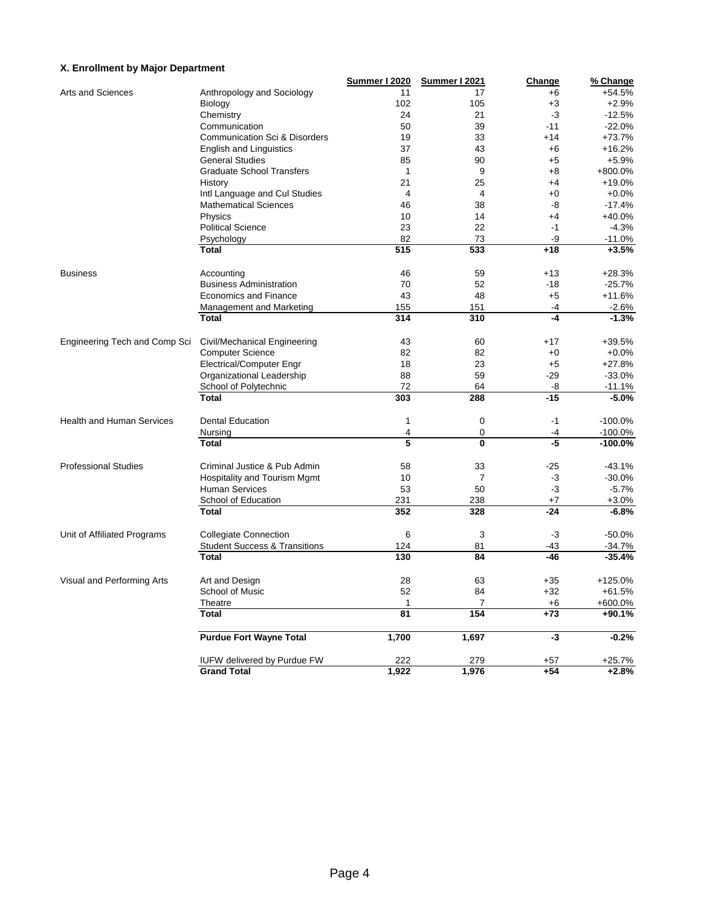### X. Enrollment by Major Department

| | | Summer I 2020 | Summer I 2021 | Change | % Change |
|---|---|---|---|---|---|
| Arts and Sciences | Anthropology and Sociology | 11 | 17 | +6 | +54.5% |
| | Biology | 102 | 105 | +3 | +2.9% |
| | Chemistry | 24 | 21 | -3 | -12.5% |
| | Communication | 50 | 39 | -11 | -22.0% |
| | Communication Sci & Disorders | 19 | 33 | +14 | +73.7% |
| | English and Linguistics | 37 | 43 | +6 | +16.2% |
| | General Studies | 85 | 90 | +5 | +5.9% |
| | Graduate School Transfers | 1 | 9 | +8 | +800.0% |
| | History | 21 | 25 | +4 | +19.0% |
| | Intl Language and Cul Studies | 4 | 4 | +0 | +0.0% |
| | Mathematical Sciences | 46 | 38 | -8 | -17.4% |
| | Physics | 10 | 14 | +4 | +40.0% |
| | Political Science | 23 | 22 | -1 | -4.3% |
| | Psychology | 82 | 73 | -9 | -11.0% |
| | **Total** | **515** | **533** | **+18** | **+3.5%** |
| Business | Accounting | 46 | 59 | +13 | +28.3% |
| | Business Administration | 70 | 52 | -18 | -25.7% |
| | Economics and Finance | 43 | 48 | +5 | +11.6% |
| | Management and Marketing | 155 | 151 | -4 | -2.6% |
| | **Total** | **314** | **310** | **-4** | **-1.3%** |
| Engineering Tech and Comp Sci | Civil/Mechanical Engineering | 43 | 60 | +17 | +39.5% |
| | Computer Science | 82 | 82 | +0 | +0.0% |
| | Electrical/Computer Engr | 18 | 23 | +5 | +27.8% |
| | Organizational Leadership | 88 | 59 | -29 | -33.0% |
| | School of Polytechnic | 72 | 64 | -8 | -11.1% |
| | **Total** | **303** | **288** | **-15** | **-5.0%** |
| Health and Human Services | Dental Education | 1 | 0 | -1 | -100.0% |
| | Nursing | 4 | 0 | -4 | -100.0% |
| | **Total** | **5** | **0** | **-5** | **-100.0%** |
| Professional Studies | Criminal Justice & Pub Admin | 58 | 33 | -25 | -43.1% |
| | Hospitality and Tourism Mgmt | 10 | 7 | -3 | -30.0% |
| | Human Services | 53 | 50 | -3 | -5.7% |
| | School of Education | 231 | 238 | +7 | +3.0% |
| | **Total** | **352** | **328** | **-24** | **-6.8%** |
| Unit of Affiliated Programs | Collegiate Connection | 6 | 3 | -3 | -50.0% |
| | Student Success & Transitions | 124 | 81 | -43 | -34.7% |
| | **Total** | **130** | **84** | **-46** | **-35.4%** |
| Visual and Performing Arts | Art and Design | 28 | 63 | +35 | +125.0% |
| | School of Music | 52 | 84 | +32 | +61.5% |
| | Theatre | 1 | 7 | +6 | +600.0% |
| | **Total** | **81** | **154** | **+73** | **+90.1%** |
| | **Purdue Fort Wayne Total** | **1,700** | **1,697** | **-3** | **-0.2%** |
| | IUFW delivered by Purdue FW | 222 | 279 | +57 | +25.7% |
| | **Grand Total** | **1,922** | **1,976** | **+54** | **+2.8%** |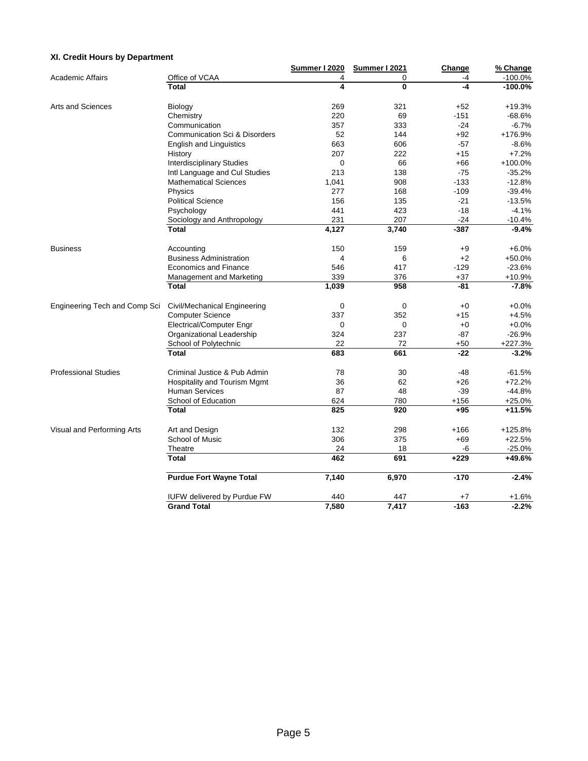### XI. Credit Hours by Department

| | | Summer I 2020 | Summer I 2021 | Change | % Change |
|---|---|---|---|---|---|
| Academic Affairs | Office of VCAA | 4 | 0 | -4 | -100.0% |
| | **Total** | **4** | **0** | **-4** | **-100.0%** |
| Arts and Sciences | Biology | 269 | 321 | +52 | +19.3% |
| | Chemistry | 220 | 69 | -151 | -68.6% |
| | Communication | 357 | 333 | -24 | -6.7% |
| | Communication Sci & Disorders | 52 | 144 | +92 | +176.9% |
| | English and Linguistics | 663 | 606 | -57 | -8.6% |
| | History | 207 | 222 | +15 | +7.2% |
| | Interdisciplinary Studies | 0 | 66 | +66 | +100.0% |
| | Intl Language and Cul Studies | 213 | 138 | -75 | -35.2% |
| | Mathematical Sciences | 1,041 | 908 | -133 | -12.8% |
| | Physics | 277 | 168 | -109 | -39.4% |
| | Political Science | 156 | 135 | -21 | -13.5% |
| | Psychology | 441 | 423 | -18 | -4.1% |
| | Sociology and Anthropology | 231 | 207 | -24 | -10.4% |
| | **Total** | **4,127** | **3,740** | **-387** | **-9.4%** |
| Business | Accounting | 150 | 159 | +9 | +6.0% |
| | Business Administration | 4 | 6 | +2 | +50.0% |
| | Economics and Finance | 546 | 417 | -129 | -23.6% |
| | Management and Marketing | 339 | 376 | +37 | +10.9% |
| | **Total** | **1,039** | **958** | **-81** | **-7.8%** |
| Engineering Tech and Comp Sci | Civil/Mechanical Engineering | 0 | 0 | +0 | +0.0% |
| | Computer Science | 337 | 352 | +15 | +4.5% |
| | Electrical/Computer Engr | 0 | 0 | +0 | +0.0% |
| | Organizational Leadership | 324 | 237 | -87 | -26.9% |
| | School of Polytechnic | 22 | 72 | +50 | +227.3% |
| | **Total** | **683** | **661** | **-22** | **-3.2%** |
| Professional Studies | Criminal Justice & Pub Admin | 78 | 30 | -48 | -61.5% |
| | Hospitality and Tourism Mgmt | 36 | 62 | +26 | +72.2% |
| | Human Services | 87 | 48 | -39 | -44.8% |
| | School of Education | 624 | 780 | +156 | +25.0% |
| | **Total** | **825** | **920** | **+95** | **+11.5%** |
| Visual and Performing Arts | Art and Design | 132 | 298 | +166 | +125.8% |
| | School of Music | 306 | 375 | +69 | +22.5% |
| | Theatre | 24 | 18 | -6 | -25.0% |
| | **Total** | **462** | **691** | **+229** | **+49.6%** |
| | **Purdue Fort Wayne Total** | **7,140** | **6,970** | **-170** | **-2.4%** |
| | IUFW delivered by Purdue FW | 440 | 447 | +7 | +1.6% |
| | **Grand Total** | **7,580** | **7,417** | **-163** | **-2.2%** |